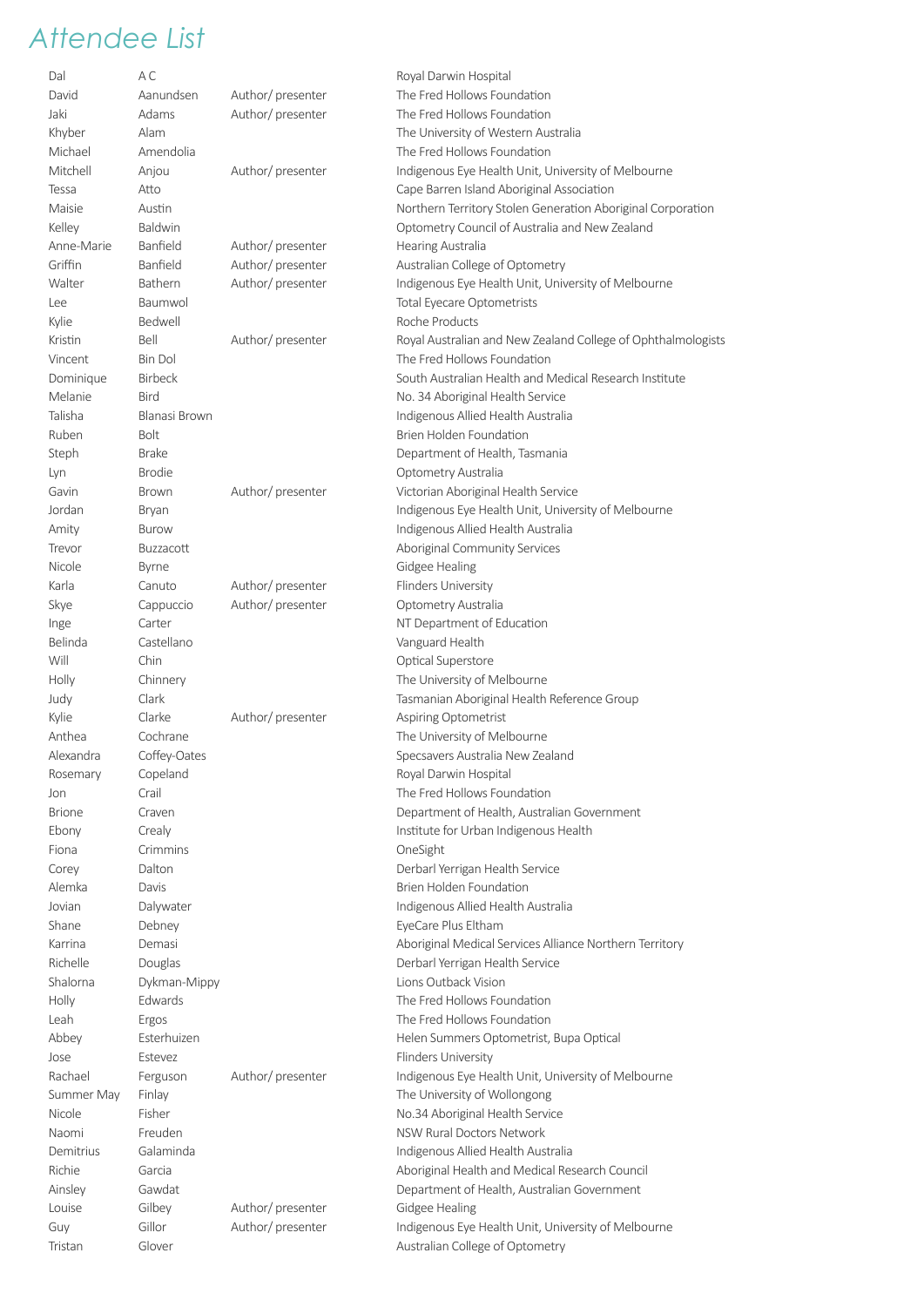# Attendee List

| | | | |
|---|---|---|---|
| Dal | A C | | Royal Darwin Hospital |
| David | Aanundsen | Author/ presenter | The Fred Hollows Foundation |
| Jaki | Adams | Author/ presenter | The Fred Hollows Foundation |
| Khyber | Alam | | The University of Western Australia |
| Michael | Amendolia | | The Fred Hollows Foundation |
| Mitchell | Anjou | Author/ presenter | Indigenous Eye Health Unit, University of Melbourne |
| Tessa | Atto | | Cape Barren Island Aboriginal Association |
| Maisie | Austin | | Northern Territory Stolen Generation Aboriginal Corporation |
| Kelley | Baldwin | | Optometry Council of Australia and New Zealand |
| Anne-Marie | Banfield | Author/ presenter | Hearing Australia |
| Griffin | Banfield | Author/ presenter | Australian College of Optometry |
| Walter | Bathern | Author/ presenter | Indigenous Eye Health Unit, University of Melbourne |
| Lee | Baumwol | | Total Eyecare Optometrists |
| Kylie | Bedwell | | Roche Products |
| Kristin | Bell | Author/ presenter | Royal Australian and New Zealand College of Ophthalmologists |
| Vincent | Bin Dol | | The Fred Hollows Foundation |
| Dominique | Birbeck | | South Australian Health and Medical Research Institute |
| Melanie | Bird | | No. 34 Aboriginal Health Service |
| Talisha | Blanasi Brown | | Indigenous Allied Health Australia |
| Ruben | Bolt | | Brien Holden Foundation |
| Steph | Brake | | Department of Health, Tasmania |
| Lyn | Brodie | | Optometry Australia |
| Gavin | Brown | Author/ presenter | Victorian Aboriginal Health Service |
| Jordan | Bryan | | Indigenous Eye Health Unit, University of Melbourne |
| Amity | Burow | | Indigenous Allied Health Australia |
| Trevor | Buzzacott | | Aboriginal Community Services |
| Nicole | Byrne | | Gidgee Healing |
| Karla | Canuto | Author/ presenter | Flinders University |
| Skye | Cappuccio | Author/ presenter | Optometry Australia |
| Inge | Carter | | NT Department of Education |
| Belinda | Castellano | | Vanguard Health |
| Will | Chin | | Optical Superstore |
| Holly | Chinnery | | The University of Melbourne |
| Judy | Clark | | Tasmanian Aboriginal Health Reference Group |
| Kylie | Clarke | Author/ presenter | Aspiring Optometrist |
| Anthea | Cochrane | | The University of Melbourne |
| Alexandra | Coffey-Oates | | Specsavers Australia New Zealand |
| Rosemary | Copeland | | Royal Darwin Hospital |
| Jon | Crail | | The Fred Hollows Foundation |
| Brione | Craven | | Department of Health, Australian Government |
| Ebony | Crealy | | Institute for Urban Indigenous Health |
| Fiona | Crimmins | | OneSight |
| Corey | Dalton | | Derbarl Yerrigan Health Service |
| Alemka | Davis | | Brien Holden Foundation |
| Jovian | Dalywater | | Indigenous Allied Health Australia |
| Shane | Debney | | EyeCare Plus Eltham |
| Karrina | Demasi | | Aboriginal Medical Services Alliance Northern Territory |
| Richelle | Douglas | | Derbarl Yerrigan Health Service |
| Shalorna | Dykman-Mippy | | Lions Outback Vision |
| Holly | Edwards | | The Fred Hollows Foundation |
| Leah | Ergos | | The Fred Hollows Foundation |
| Abbey | Esterhuizen | | Helen Summers Optometrist, Bupa Optical |
| Jose | Estevez | | Flinders University |
| Rachael | Ferguson | Author/ presenter | Indigenous Eye Health Unit, University of Melbourne |
| Summer May | Finlay | | The University of Wollongong |
| Nicole | Fisher | | No.34 Aboriginal Health Service |
| Naomi | Freuden | | NSW Rural Doctors Network |
| Demitrius | Galaminda | | Indigenous Allied Health Australia |
| Richie | Garcia | | Aboriginal Health and Medical Research Council |
| Ainsley | Gawdat | | Department of Health, Australian Government |
| Louise | Gilbey | Author/ presenter | Gidgee Healing |
| Guy | Gillor | Author/ presenter | Indigenous Eye Health Unit, University of Melbourne |
| Tristan | Glover | | Australian College of Optometry |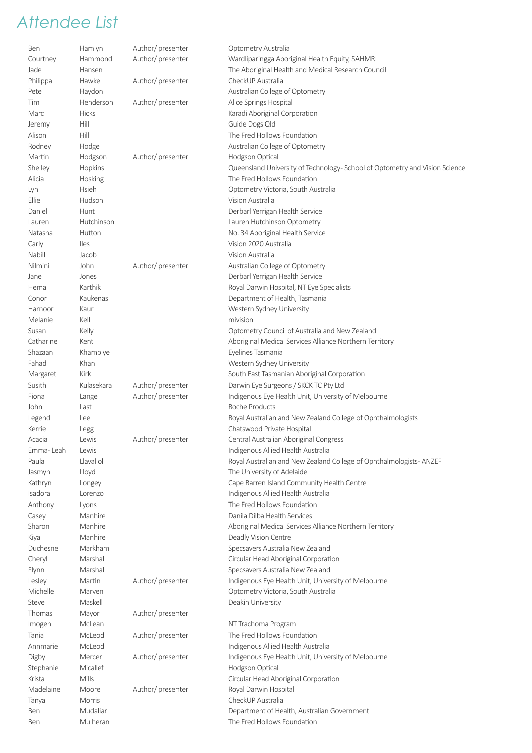# Attendee List

| | | | |
|---|---|---|---|
| Ben | Hamlyn | Author/ presenter | Optometry Australia |
| Courtney | Hammond | Author/ presenter | Wardliparingga Aboriginal Health Equity, SAHMRI |
| Jade | Hansen | | The Aboriginal Health and Medical Research Council |
| Philippa | Hawke | Author/ presenter | CheckUP Australia |
| Pete | Haydon | | Australian College of Optometry |
| Tim | Henderson | Author/ presenter | Alice Springs Hospital |
| Marc | Hicks | | Karadi Aboriginal Corporation |
| Jeremy | Hill | | Guide Dogs Qld |
| Alison | Hill | | The Fred Hollows Foundation |
| Rodney | Hodge | | Australian College of Optometry |
| Martin | Hodgson | Author/ presenter | Hodgson Optical |
| Shelley | Hopkins | | Queensland University of Technology- School of Optometry and Vision Science |
| Alicia | Hosking | | The Fred Hollows Foundation |
| Lyn | Hsieh | | Optometry Victoria, South Australia |
| Ellie | Hudson | | Vision Australia |
| Daniel | Hunt | | Derbarl Yerrigan Health Service |
| Lauren | Hutchinson | | Lauren Hutchinson Optometry |
| Natasha | Hutton | | No. 34 Aboriginal Health Service |
| Carly | Iles | | Vision 2020 Australia |
| Nabill | Jacob | | Vision Australia |
| Nilmini | John | Author/ presenter | Australian College of Optometry |
| Jane | Jones | | Derbarl Yerrigan Health Service |
| Hema | Karthik | | Royal Darwin Hospital, NT Eye Specialists |
| Conor | Kaukenas | | Department of Health, Tasmania |
| Harnoor | Kaur | | Western Sydney University |
| Melanie | Kell | | mivision |
| Susan | Kelly | | Optometry Council of Australia and New Zealand |
| Catharine | Kent | | Aboriginal Medical Services Alliance Northern Territory |
| Shazaan | Khambiye | | Eyelines Tasmania |
| Fahad | Khan | | Western Sydney University |
| Margaret | Kirk | | South East Tasmanian Aboriginal Corporation |
| Susith | Kulasekara | Author/ presenter | Darwin Eye Surgeons / SKCK TC Pty Ltd |
| Fiona | Lange | Author/ presenter | Indigenous Eye Health Unit, University of Melbourne |
| John | Last | | Roche Products |
| Legend | Lee | | Royal Australian and New Zealand College of Ophthalmologists |
| Kerrie | Legg | | Chatswood Private Hospital |
| Acacia | Lewis | Author/ presenter | Central Australian Aboriginal Congress |
| Emma- Leah | Lewis | | Indigenous Allied Health Australia |
| Paula | Llavallol | | Royal Australian and New Zealand College of Ophthalmologists- ANZEF |
| Jasmyn | Lloyd | | The University of Adelaide |
| Kathryn | Longey | | Cape Barren Island Community Health Centre |
| Isadora | Lorenzo | | Indigenous Allied Health Australia |
| Anthony | Lyons | | The Fred Hollows Foundation |
| Casey | Manhire | | Danila Dilba Health Services |
| Sharon | Manhire | | Aboriginal Medical Services Alliance Northern Territory |
| Kiya | Manhire | | Deadly Vision Centre |
| Duchesne | Markham | | Specsavers Australia New Zealand |
| Cheryl | Marshall | | Circular Head Aboriginal Corporation |
| Flynn | Marshall | | Specsavers Australia New Zealand |
| Lesley | Martin | Author/ presenter | Indigenous Eye Health Unit, University of Melbourne |
| Michelle | Marven | | Optometry Victoria, South Australia |
| Steve | Maskell | | Deakin University |
| Thomas | Mayor | Author/ presenter | |
| Imogen | McLean | | NT Trachoma Program |
| Tania | McLeod | Author/ presenter | The Fred Hollows Foundation |
| Annmarie | McLeod | | Indigenous Allied Health Australia |
| Digby | Mercer | Author/ presenter | Indigenous Eye Health Unit, University of Melbourne |
| Stephanie | Micallef | | Hodgson Optical |
| Krista | Mills | | Circular Head Aboriginal Corporation |
| Madelaine | Moore | Author/ presenter | Royal Darwin Hospital |
| Tanya | Morris | | CheckUP Australia |
| Ben | Mudaliar | | Department of Health, Australian Government |
| Ben | Mulheran | | The Fred Hollows Foundation |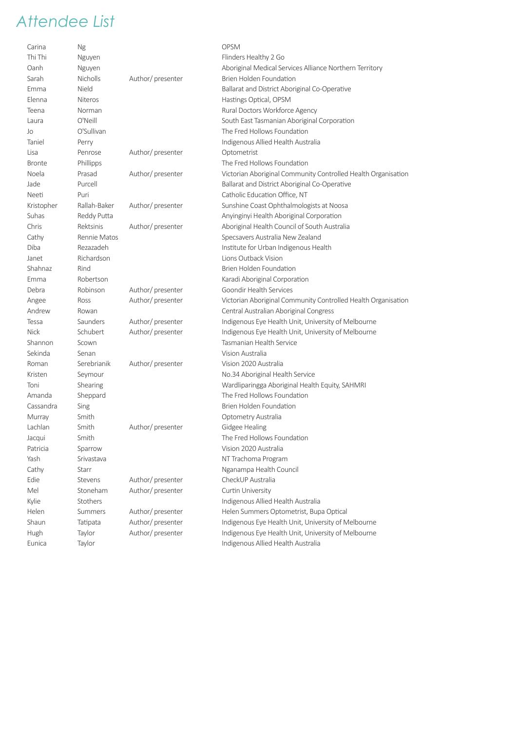# Attendee List

| | | | |
|---|---|---|---|
| Carina | Ng | | OPSM |
| Thi Thi | Nguyen | | Flinders Healthy 2 Go |
| Oanh | Nguyen | | Aboriginal Medical Services Alliance Northern Territory |
| Sarah | Nicholls | Author/ presenter | Brien Holden Foundation |
| Emma | Nield | | Ballarat and District Aboriginal Co-Operative |
| Elenna | Niteros | | Hastings Optical, OPSM |
| Teena | Norman | | Rural Doctors Workforce Agency |
| Laura | O'Neill | | South East Tasmanian Aboriginal Corporation |
| Jo | O'Sullivan | | The Fred Hollows Foundation |
| Taniel | Perry | | Indigenous Allied Health Australia |
| Lisa | Penrose | Author/ presenter | Optometrist |
| Bronte | Phillipps | | The Fred Hollows Foundation |
| Noela | Prasad | Author/ presenter | Victorian Aboriginal Community Controlled Health Organisation |
| Jade | Purcell | | Ballarat and District Aboriginal Co-Operative |
| Neeti | Puri | | Catholic Education Office, NT |
| Kristopher | Rallah-Baker | Author/ presenter | Sunshine Coast Ophthalmologists at Noosa |
| Suhas | Reddy Putta | | Anyinginyi Health Aboriginal Corporation |
| Chris | Rektsinis | Author/ presenter | Aboriginal Health Council of South Australia |
| Cathy | Rennie Matos | | Specsavers Australia New Zealand |
| Diba | Rezazadeh | | Institute for Urban Indigenous Health |
| Janet | Richardson | | Lions Outback Vision |
| Shahnaz | Rind | | Brien Holden Foundation |
| Emma | Robertson | | Karadi Aboriginal Corporation |
| Debra | Robinson | Author/ presenter | Goondir Health Services |
| Angee | Ross | Author/ presenter | Victorian Aboriginal Community Controlled Health Organisation |
| Andrew | Rowan | | Central Australian Aboriginal Congress |
| Tessa | Saunders | Author/ presenter | Indigenous Eye Health Unit, University of Melbourne |
| Nick | Schubert | Author/ presenter | Indigenous Eye Health Unit, University of Melbourne |
| Shannon | Scown | | Tasmanian Health Service |
| Sekinda | Senan | | Vision Australia |
| Roman | Serebrianik | Author/ presenter | Vision 2020 Australia |
| Kristen | Seymour | | No.34 Aboriginal Health Service |
| Toni | Shearing | | Wardliparingga Aboriginal Health Equity, SAHMRI |
| Amanda | Sheppard | | The Fred Hollows Foundation |
| Cassandra | Sing | | Brien Holden Foundation |
| Murray | Smith | | Optometry Australia |
| Lachlan | Smith | Author/ presenter | Gidgee Healing |
| Jacqui | Smith | | The Fred Hollows Foundation |
| Patricia | Sparrow | | Vision 2020 Australia |
| Yash | Srivastava | | NT Trachoma Program |
| Cathy | Starr | | Nganampa Health Council |
| Edie | Stevens | Author/ presenter | CheckUP Australia |
| Mel | Stoneham | Author/ presenter | Curtin University |
| Kylie | Stothers | | Indigenous Allied Health Australia |
| Helen | Summers | Author/ presenter | Helen Summers Optometrist, Bupa Optical |
| Shaun | Tatipata | Author/ presenter | Indigenous Eye Health Unit, University of Melbourne |
| Hugh | Taylor | Author/ presenter | Indigenous Eye Health Unit, University of Melbourne |
| Eunica | Taylor | | Indigenous Allied Health Australia |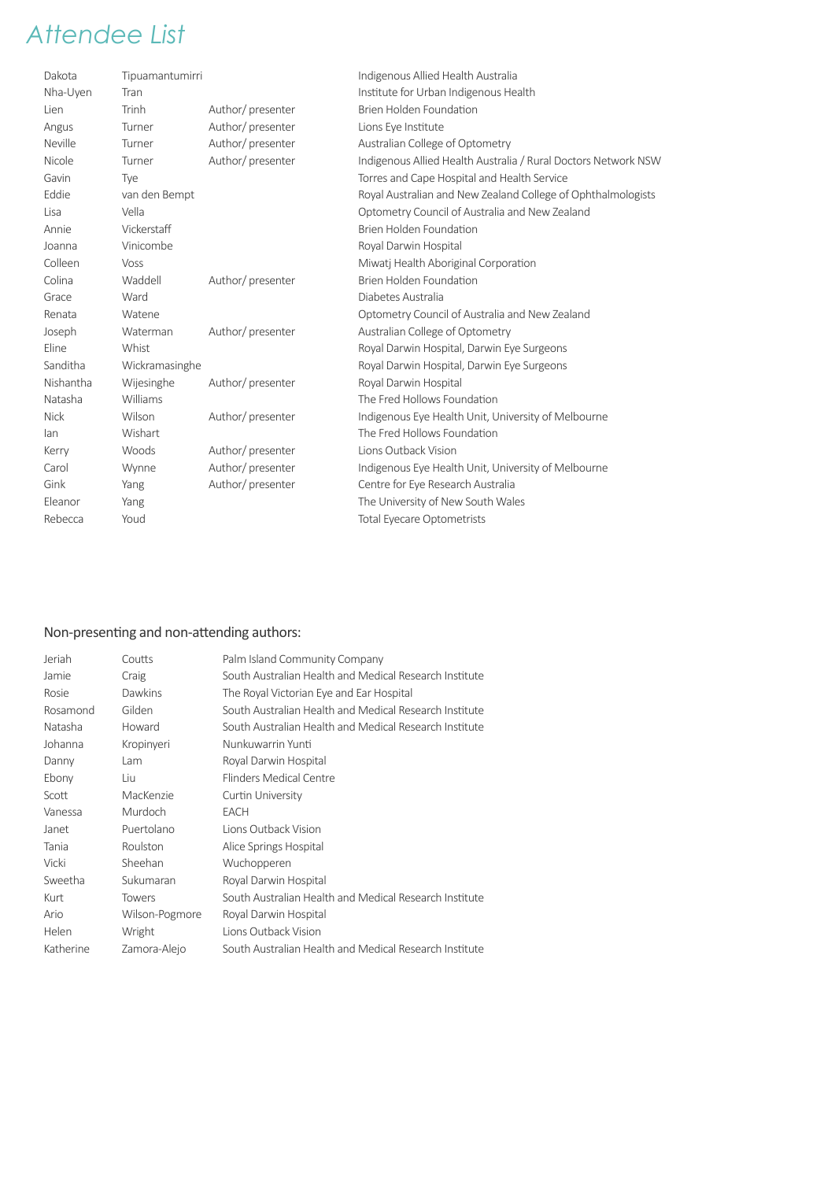# Attendee List

| | | | |
|---|---|---|---|
| Dakota | Tipuamantumirri | | Indigenous Allied Health Australia |
| Nha-Uyen | Tran | | Institute for Urban Indigenous Health |
| Lien | Trinh | Author/ presenter | Brien Holden Foundation |
| Angus | Turner | Author/ presenter | Lions Eye Institute |
| Neville | Turner | Author/ presenter | Australian College of Optometry |
| Nicole | Turner | Author/ presenter | Indigenous Allied Health Australia / Rural Doctors Network NSW |
| Gavin | Tye | | Torres and Cape Hospital and Health Service |
| Eddie | van den Bempt | | Royal Australian and New Zealand College of Ophthalmologists |
| Lisa | Vella | | Optometry Council of Australia and New Zealand |
| Annie | Vickerstaff | | Brien Holden Foundation |
| Joanna | Vinicombe | | Royal Darwin Hospital |
| Colleen | Voss | | Miwatj Health Aboriginal Corporation |
| Colina | Waddell | Author/ presenter | Brien Holden Foundation |
| Grace | Ward | | Diabetes Australia |
| Renata | Watene | | Optometry Council of Australia and New Zealand |
| Joseph | Waterman | Author/ presenter | Australian College of Optometry |
| Eline | Whist | | Royal Darwin Hospital, Darwin Eye Surgeons |
| Sanditha | Wickramasinghe | | Royal Darwin Hospital, Darwin Eye Surgeons |
| Nishantha | Wijesinghe | Author/ presenter | Royal Darwin Hospital |
| Natasha | Williams | | The Fred Hollows Foundation |
| Nick | Wilson | Author/ presenter | Indigenous Eye Health Unit, University of Melbourne |
| Ian | Wishart | | The Fred Hollows Foundation |
| Kerry | Woods | Author/ presenter | Lions Outback Vision |
| Carol | Wynne | Author/ presenter | Indigenous Eye Health Unit, University of Melbourne |
| Gink | Yang | Author/ presenter | Centre for Eye Research Australia |
| Eleanor | Yang | | The University of New South Wales |
| Rebecca | Youd | | Total Eyecare Optometrists |

## Non-presenting and non-attending authors:

| | | |
|---|---|---|
| Jeriah | Coutts | Palm Island Community Company |
| Jamie | Craig | South Australian Health and Medical Research Institute |
| Rosie | Dawkins | The Royal Victorian Eye and Ear Hospital |
| Rosamond | Gilden | South Australian Health and Medical Research Institute |
| Natasha | Howard | South Australian Health and Medical Research Institute |
| Johanna | Kropinyeri | Nunkuwarrin Yunti |
| Danny | Lam | Royal Darwin Hospital |
| Ebony | Liu | Flinders Medical Centre |
| Scott | MacKenzie | Curtin University |
| Vanessa | Murdoch | EACH |
| Janet | Puertolano | Lions Outback Vision |
| Tania | Roulston | Alice Springs Hospital |
| Vicki | Sheehan | Wuchopperen |
| Sweetha | Sukumaran | Royal Darwin Hospital |
| Kurt | Towers | South Australian Health and Medical Research Institute |
| Ario | Wilson-Pogmore | Royal Darwin Hospital |
| Helen | Wright | Lions Outback Vision |
| Katherine | Zamora-Alejo | South Australian Health and Medical Research Institute |